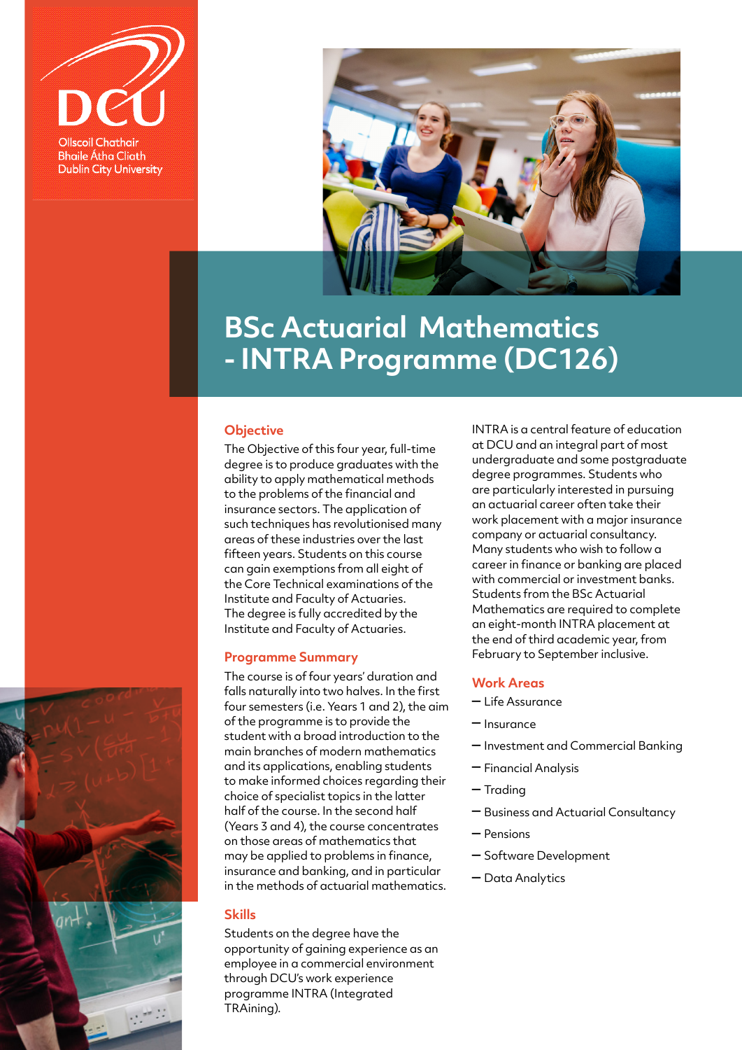DCU

Ollscoil Chathair Bhaile Átha Cliath
Dublin City University

# BSc Actuarial Mathematics - INTRA Programme (DC126)

## Objective

The Objective of this four year, full-time degree is to produce graduates with the ability to apply mathematical methods to the problems of the financial and insurance sectors. The application of such techniques has revolutionised many areas of these industries over the last fifteen years. Students on this course can gain exemptions from all eight of the Core Technical examinations of the Institute and Faculty of Actuaries. The degree is fully accredited by the Institute and Faculty of Actuaries.

## Programme Summary

The course is of four years' duration and falls naturally into two halves. In the first four semesters (i.e. Years 1 and 2), the aim of the programme is to provide the student with a broad introduction to the main branches of modern mathematics and its applications, enabling students to make informed choices regarding their choice of specialist topics in the latter half of the course. In the second half (Years 3 and 4), the course concentrates on those areas of mathematics that may be applied to problems in finance, insurance and banking, and in particular in the methods of actuarial mathematics.

## Skills

Students on the degree have the opportunity of gaining experience as an employee in a commercial environment through DCU's work experience programme INTRA (Integrated TRAining).

INTRA is a central feature of education at DCU and an integral part of most undergraduate and some postgraduate degree programmes. Students who are particularly interested in pursuing an actuarial career often take their work placement with a major insurance company or actuarial consultancy. Many students who wish to follow a career in finance or banking are placed with commercial or investment banks. Students from the BSc Actuarial Mathematics are required to complete an eight-month INTRA placement at the end of third academic year, from February to September inclusive.

## Work Areas

- Life Assurance
- Insurance
- Investment and Commercial Banking
- Financial Analysis
- Trading
- Business and Actuarial Consultancy
- Pensions
- Software Development
- Data Analytics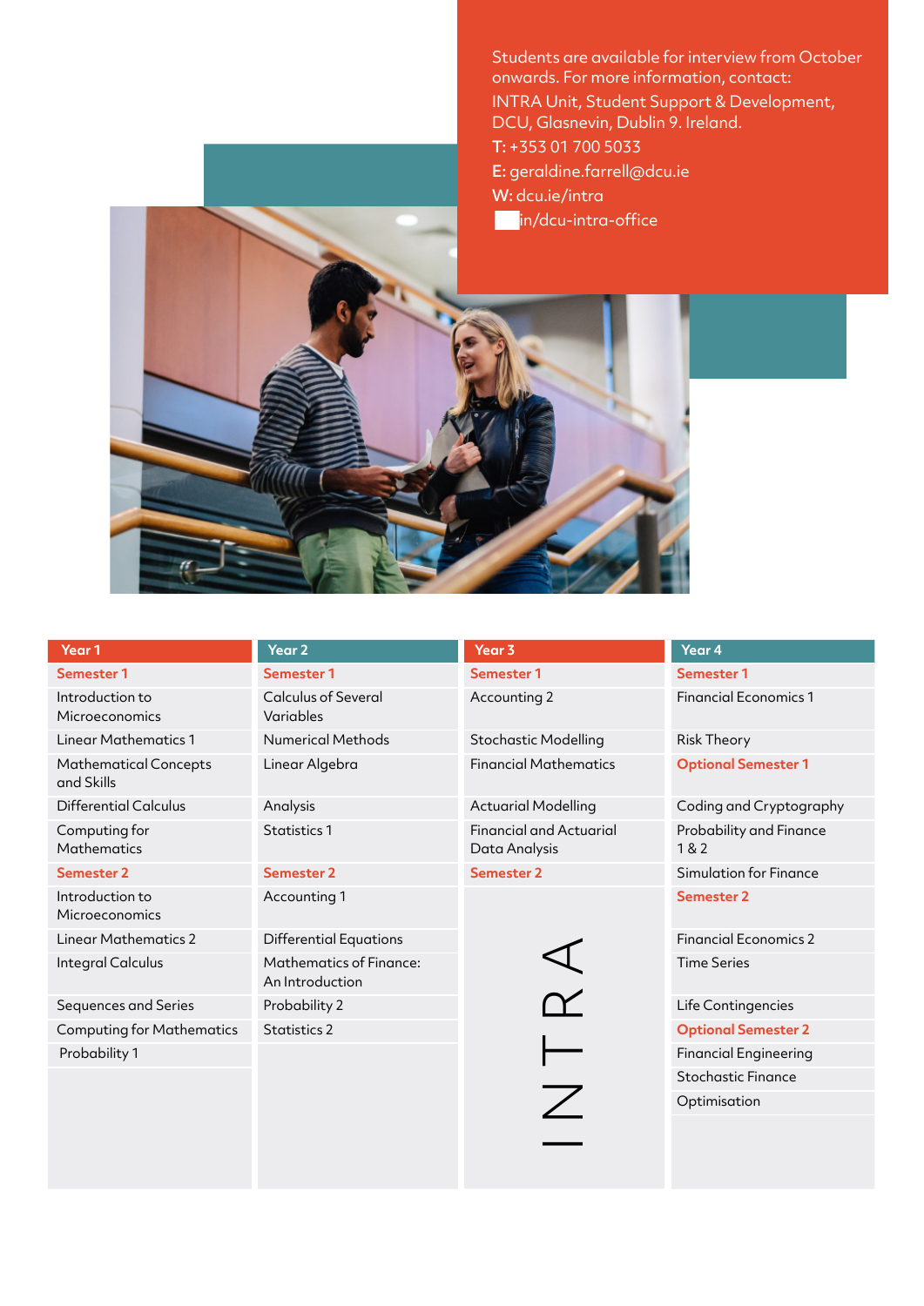Students are available for interview from October onwards. For more information, contact:

INTRA Unit, Student Support & Development, DCU, Glasnevin, Dublin 9. Ireland.

**T:** +353 01 700 5033

**E:** geraldine.farrell@dcu.ie

**W:** dcu.ie/intra

in/dcu-intra-office

| Year 1 | Year 2 | Year 3 | Year 4 |
|---|---|---|---|
| **Semester 1** | **Semester 1** | **Semester 1** | **Semester 1** |
| Introduction to Microeconomics | Calculus of Several Variables | Accounting 2 | Financial Economics 1 |
| Linear Mathematics 1 | Numerical Methods | Stochastic Modelling | Risk Theory |
| Mathematical Concepts and Skills | Linear Algebra | Financial Mathematics | **Optional Semester 1** |
| Differential Calculus | Analysis | Actuarial Modelling | Coding and Cryptography |
| Computing for Mathematics | Statistics 1 | Financial and Actuarial Data Analysis | Probability and Finance 1 & 2 |
| **Semester 2** | **Semester 2** | **Semester 2** | Simulation for Finance |
| Introduction to Microeconomics | Accounting 1 | INTRA | **Semester 2** |
| Linear Mathematics 2 | Differential Equations | | Financial Economics 2 |
| Integral Calculus | Mathematics of Finance: An Introduction | | Time Series |
| Sequences and Series | Probability 2 | | Life Contingencies |
| Computing for Mathematics | Statistics 2 | | **Optional Semester 2** |
| Probability 1 | | | Financial Engineering |
| | | | Stochastic Finance |
| | | | Optimisation |